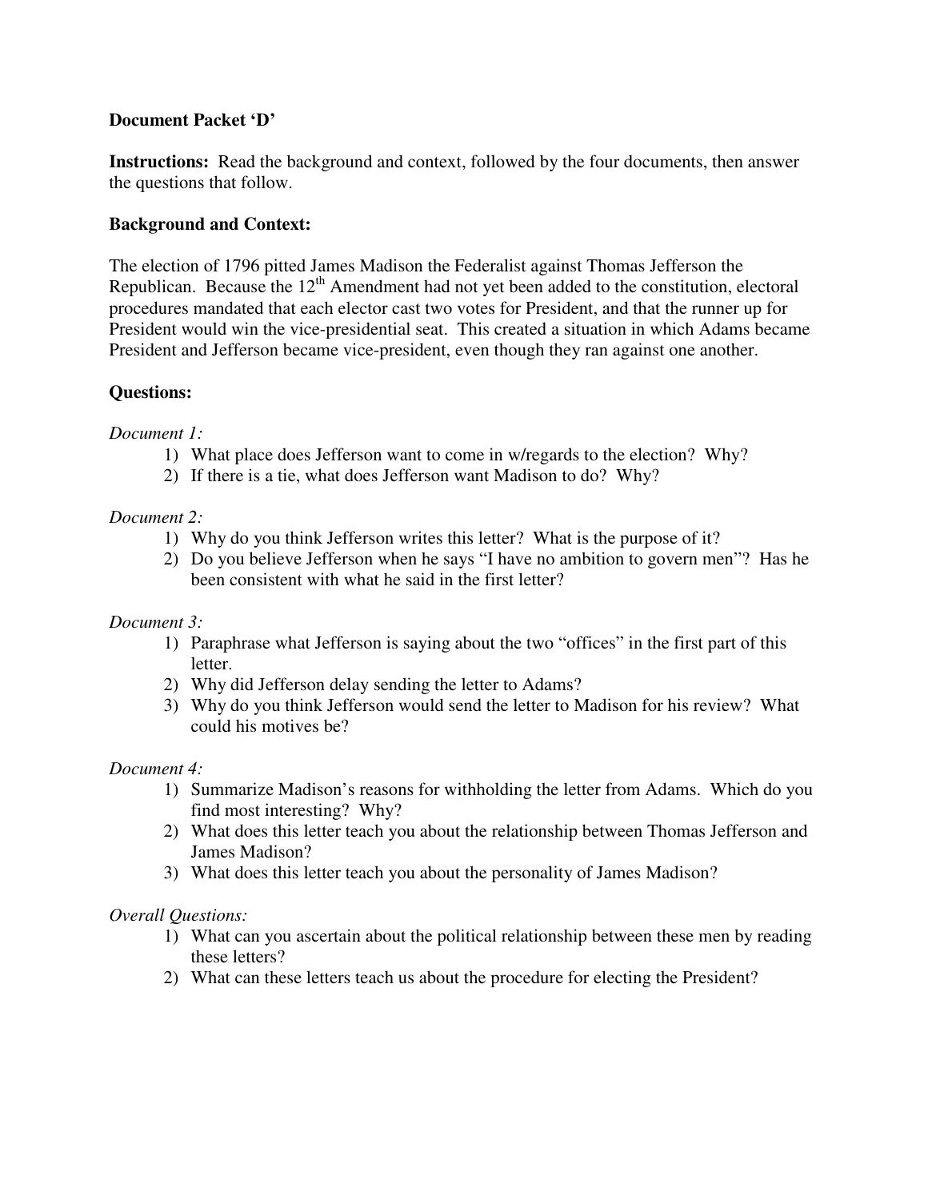**Document Packet 'D'**

**Instructions:** Read the background and context, followed by the four documents, then answer the questions that follow.

**Background and Context:**

The election of 1796 pitted James Madison the Federalist against Thomas Jefferson the Republican. Because the 12th Amendment had not yet been added to the constitution, electoral procedures mandated that each elector cast two votes for President, and that the runner up for President would win the vice-presidential seat. This created a situation in which Adams became President and Jefferson became vice-president, even though they ran against one another.

**Questions:**

*Document 1:*

1) What place does Jefferson want to come in w/regards to the election? Why?
2) If there is a tie, what does Jefferson want Madison to do? Why?

*Document 2:*

1) Why do you think Jefferson writes this letter? What is the purpose of it?
2) Do you believe Jefferson when he says "I have no ambition to govern men"? Has he been consistent with what he said in the first letter?

*Document 3:*

1) Paraphrase what Jefferson is saying about the two "offices" in the first part of this letter.
2) Why did Jefferson delay sending the letter to Adams?
3) Why do you think Jefferson would send the letter to Madison for his review? What could his motives be?

*Document 4:*

1) Summarize Madison's reasons for withholding the letter from Adams. Which do you find most interesting? Why?
2) What does this letter teach you about the relationship between Thomas Jefferson and James Madison?
3) What does this letter teach you about the personality of James Madison?

*Overall Questions:*

1) What can you ascertain about the political relationship between these men by reading these letters?
2) What can these letters teach us about the procedure for electing the President?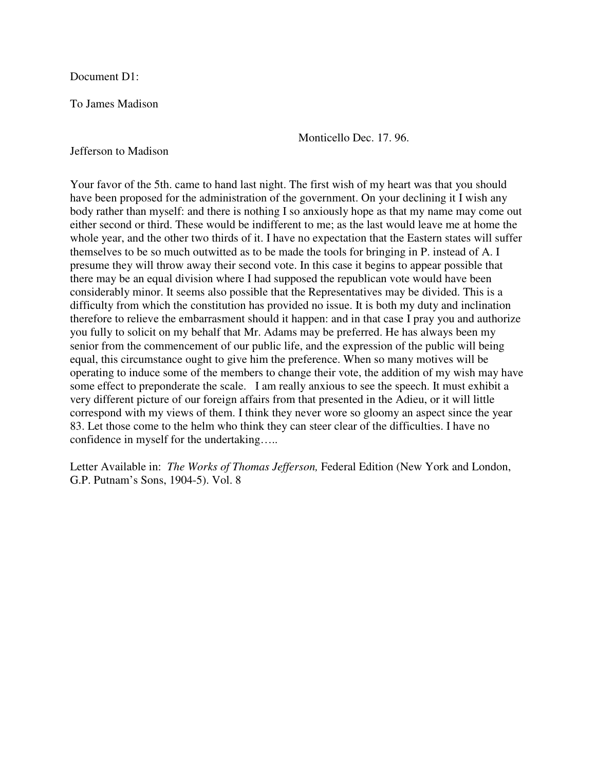Document D1:

To James Madison

Monticello Dec. 17. 96.

Jefferson to Madison

Your favor of the 5th. came to hand last night. The first wish of my heart was that you should have been proposed for the administration of the government. On your declining it I wish any body rather than myself: and there is nothing I so anxiously hope as that my name may come out either second or third. These would be indifferent to me; as the last would leave me at home the whole year, and the other two thirds of it. I have no expectation that the Eastern states will suffer themselves to be so much outwitted as to be made the tools for bringing in P. instead of A. I presume they will throw away their second vote. In this case it begins to appear possible that there may be an equal division where I had supposed the republican vote would have been considerably minor. It seems also possible that the Representatives may be divided. This is a difficulty from which the constitution has provided no issue. It is both my duty and inclination therefore to relieve the embarrasment should it happen: and in that case I pray you and authorize you fully to solicit on my behalf that Mr. Adams may be preferred. He has always been my senior from the commencement of our public life, and the expression of the public will being equal, this circumstance ought to give him the preference. When so many motives will be operating to induce some of the members to change their vote, the addition of my wish may have some effect to preponderate the scale. I am really anxious to see the speech. It must exhibit a very different picture of our foreign affairs from that presented in the Adieu, or it will little correspond with my views of them. I think they never wore so gloomy an aspect since the year 83. Let those come to the helm who think they can steer clear of the difficulties. I have no confidence in myself for the undertaking…..

Letter Available in: *The Works of Thomas Jefferson,* Federal Edition (New York and London, G.P. Putnam's Sons, 1904-5). Vol. 8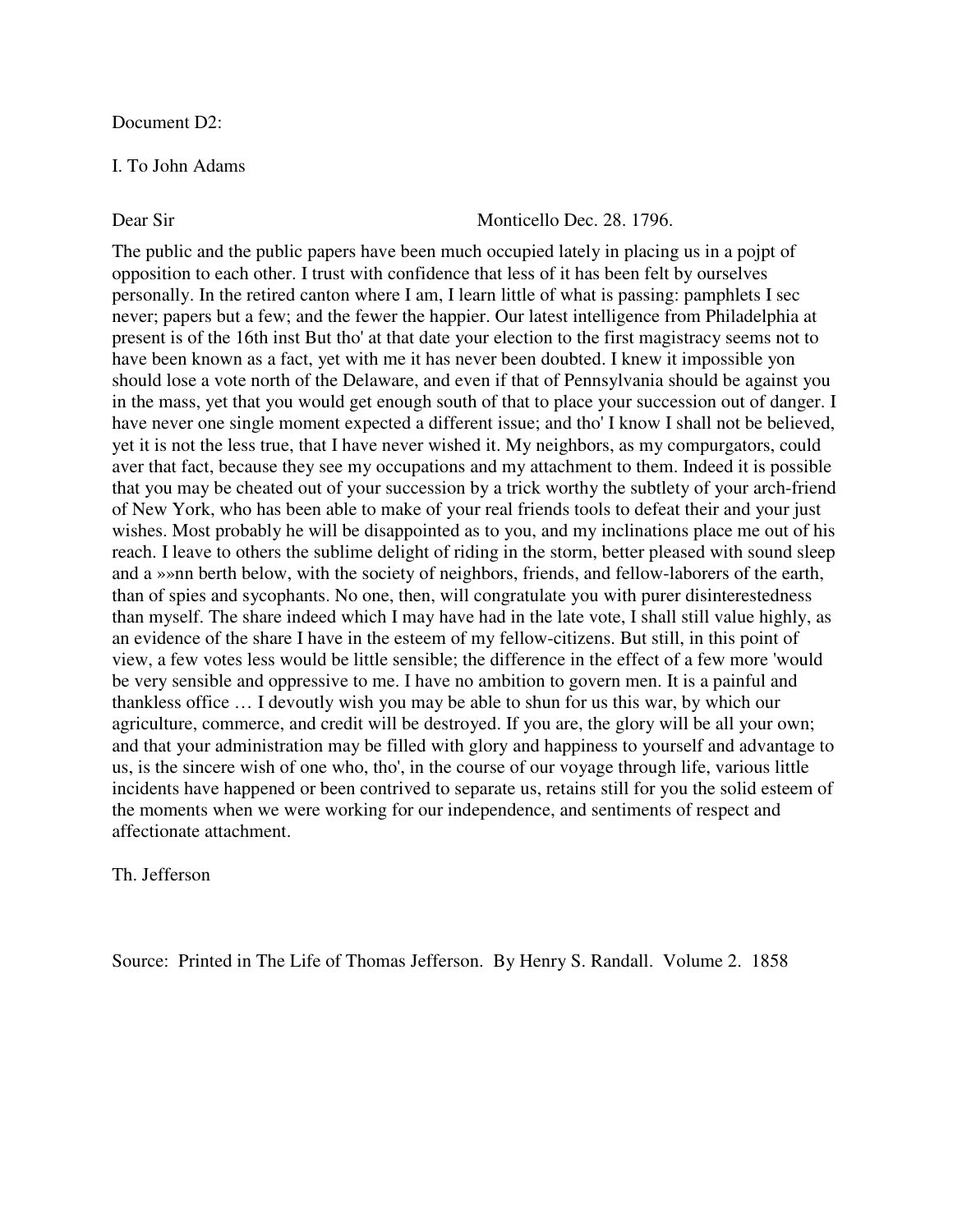Document D2:

I. To John Adams

Dear Sir                                        Monticello Dec. 28. 1796.

The public and the public papers have been much occupied lately in placing us in a pojpt of opposition to each other. I trust with confidence that less of it has been felt by ourselves personally. In the retired canton where I am, I learn little of what is passing: pamphlets I sec never; papers but a few; and the fewer the happier. Our latest intelligence from Philadelphia at present is of the 16th inst But tho' at that date your election to the first magistracy seems not to have been known as a fact, yet with me it has never been doubted. I knew it impossible yon should lose a vote north of the Delaware, and even if that of Pennsylvania should be against you in the mass, yet that you would get enough south of that to place your succession out of danger. I have never one single moment expected a different issue; and tho' I know I shall not be believed, yet it is not the less true, that I have never wished it. My neighbors, as my compurgators, could aver that fact, because they see my occupations and my attachment to them. Indeed it is possible that you may be cheated out of your succession by a trick worthy the subtlety of your arch-friend of New York, who has been able to make of your real friends tools to defeat their and your just wishes. Most probably he will be disappointed as to you, and my inclinations place me out of his reach. I leave to others the sublime delight of riding in the storm, better pleased with sound sleep and a »»nn berth below, with the society of neighbors, friends, and fellow-laborers of the earth, than of spies and sycophants. No one, then, will congratulate you with purer disinterestedness than myself. The share indeed which I may have had in the late vote, I shall still value highly, as an evidence of the share I have in the esteem of my fellow-citizens. But still, in this point of view, a few votes less would be little sensible; the difference in the effect of a few more 'would be very sensible and oppressive to me. I have no ambition to govern men. It is a painful and thankless office … I devoutly wish you may be able to shun for us this war, by which our agriculture, commerce, and credit will be destroyed. If you are, the glory will be all your own; and that your administration may be filled with glory and happiness to yourself and advantage to us, is the sincere wish of one who, tho', in the course of our voyage through life, various little incidents have happened or been contrived to separate us, retains still for you the solid esteem of the moments when we were working for our independence, and sentiments of respect and affectionate attachment.

Th. Jefferson

Source: Printed in The Life of Thomas Jefferson. By Henry S. Randall. Volume 2. 1858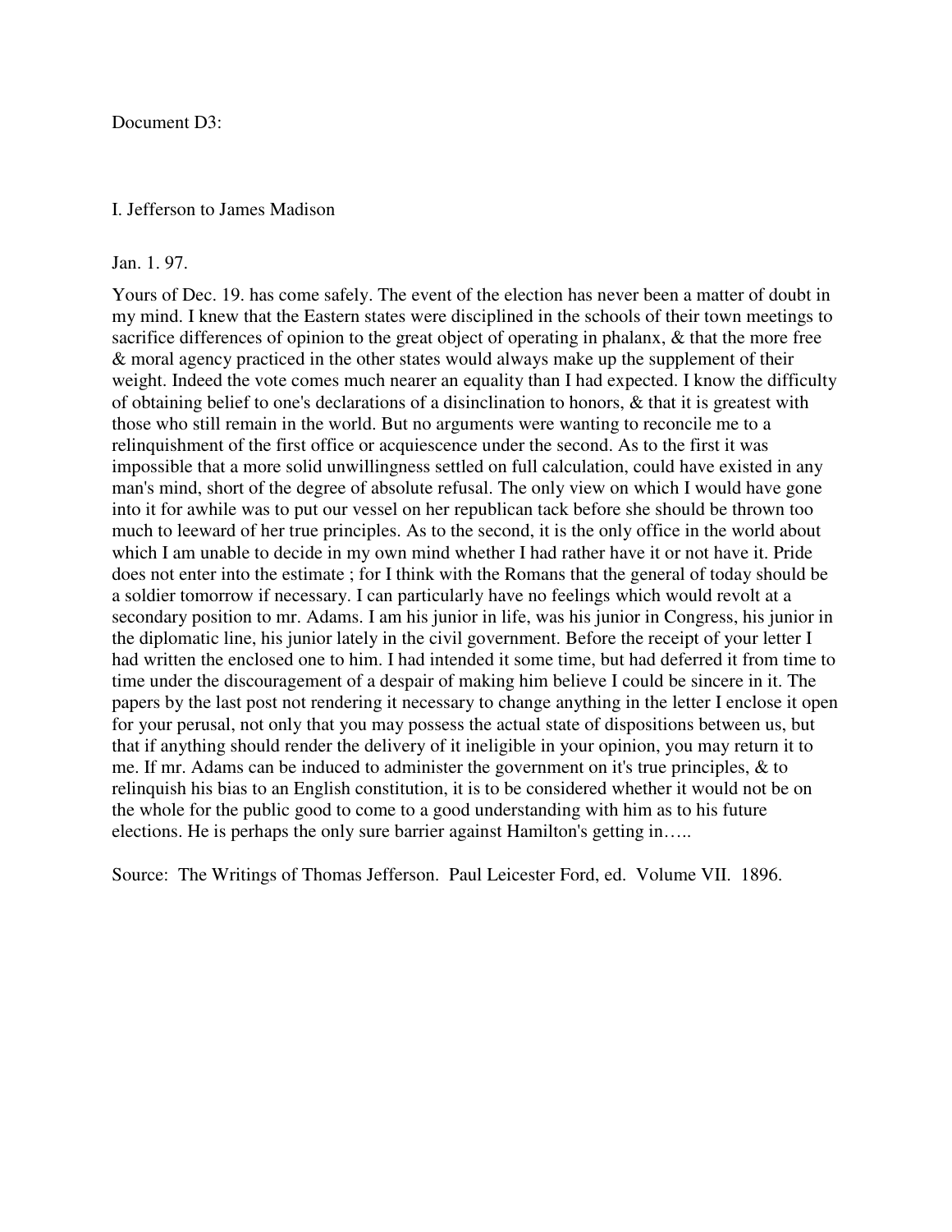Document D3:

I. Jefferson to James Madison

Jan. 1. 97.

Yours of Dec. 19. has come safely. The event of the election has never been a matter of doubt in my mind. I knew that the Eastern states were disciplined in the schools of their town meetings to sacrifice differences of opinion to the great object of operating in phalanx, & that the more free & moral agency practiced in the other states would always make up the supplement of their weight. Indeed the vote comes much nearer an equality than I had expected. I know the difficulty of obtaining belief to one's declarations of a disinclination to honors, & that it is greatest with those who still remain in the world. But no arguments were wanting to reconcile me to a relinquishment of the first office or acquiescence under the second. As to the first it was impossible that a more solid unwillingness settled on full calculation, could have existed in any man's mind, short of the degree of absolute refusal. The only view on which I would have gone into it for awhile was to put our vessel on her republican tack before she should be thrown too much to leeward of her true principles. As to the second, it is the only office in the world about which I am unable to decide in my own mind whether I had rather have it or not have it. Pride does not enter into the estimate ; for I think with the Romans that the general of today should be a soldier tomorrow if necessary. I can particularly have no feelings which would revolt at a secondary position to mr. Adams. I am his junior in life, was his junior in Congress, his junior in the diplomatic line, his junior lately in the civil government. Before the receipt of your letter I had written the enclosed one to him. I had intended it some time, but had deferred it from time to time under the discouragement of a despair of making him believe I could be sincere in it. The papers by the last post not rendering it necessary to change anything in the letter I enclose it open for your perusal, not only that you may possess the actual state of dispositions between us, but that if anything should render the delivery of it ineligible in your opinion, you may return it to me. If mr. Adams can be induced to administer the government on it's true principles, & to relinquish his bias to an English constitution, it is to be considered whether it would not be on the whole for the public good to come to a good understanding with him as to his future elections. He is perhaps the only sure barrier against Hamilton's getting in…..

Source: The Writings of Thomas Jefferson. Paul Leicester Ford, ed. Volume VII. 1896.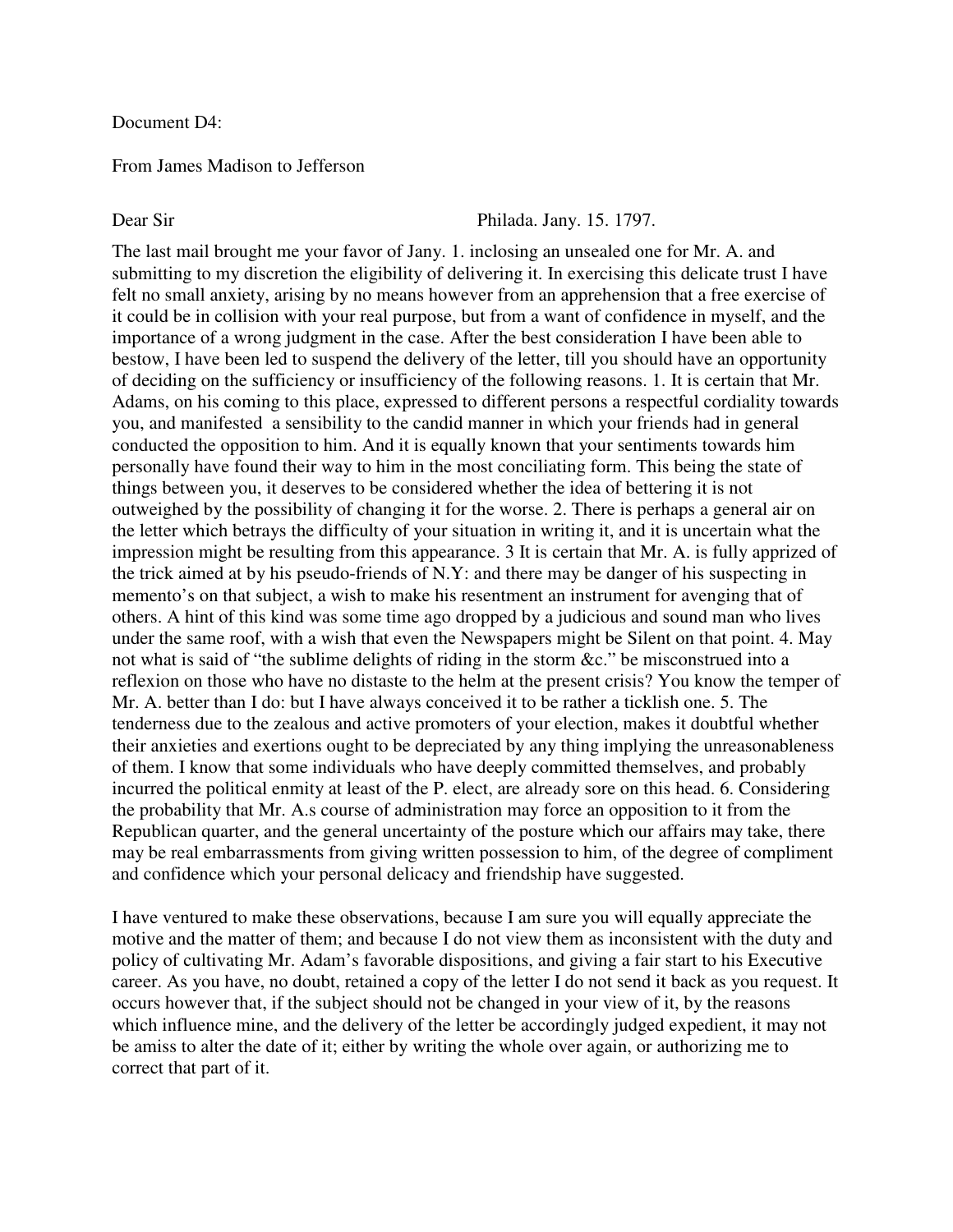Document D4:

From James Madison to Jefferson

Dear Sir Philada. Jany. 15. 1797.

The last mail brought me your favor of Jany. 1. inclosing an unsealed one for Mr. A. and submitting to my discretion the eligibility of delivering it. In exercising this delicate trust I have felt no small anxiety, arising by no means however from an apprehension that a free exercise of it could be in collision with your real purpose, but from a want of confidence in myself, and the importance of a wrong judgment in the case. After the best consideration I have been able to bestow, I have been led to suspend the delivery of the letter, till you should have an opportunity of deciding on the sufficiency or insufficiency of the following reasons. 1. It is certain that Mr. Adams, on his coming to this place, expressed to different persons a respectful cordiality towards you, and manifested a sensibility to the candid manner in which your friends had in general conducted the opposition to him. And it is equally known that your sentiments towards him personally have found their way to him in the most conciliating form. This being the state of things between you, it deserves to be considered whether the idea of bettering it is not outweighed by the possibility of changing it for the worse. 2. There is perhaps a general air on the letter which betrays the difficulty of your situation in writing it, and it is uncertain what the impression might be resulting from this appearance. 3 It is certain that Mr. A. is fully apprized of the trick aimed at by his pseudo-friends of N.Y: and there may be danger of his suspecting in memento's on that subject, a wish to make his resentment an instrument for avenging that of others. A hint of this kind was some time ago dropped by a judicious and sound man who lives under the same roof, with a wish that even the Newspapers might be Silent on that point. 4. May not what is said of "the sublime delights of riding in the storm &c." be misconstrued into a reflexion on those who have no distaste to the helm at the present crisis? You know the temper of Mr. A. better than I do: but I have always conceived it to be rather a ticklish one. 5. The tenderness due to the zealous and active promoters of your election, makes it doubtful whether their anxieties and exertions ought to be depreciated by any thing implying the unreasonableness of them. I know that some individuals who have deeply committed themselves, and probably incurred the political enmity at least of the P. elect, are already sore on this head. 6. Considering the probability that Mr. A.s course of administration may force an opposition to it from the Republican quarter, and the general uncertainty of the posture which our affairs may take, there may be real embarrassments from giving written possession to him, of the degree of compliment and confidence which your personal delicacy and friendship have suggested.

I have ventured to make these observations, because I am sure you will equally appreciate the motive and the matter of them; and because I do not view them as inconsistent with the duty and policy of cultivating Mr. Adam's favorable dispositions, and giving a fair start to his Executive career. As you have, no doubt, retained a copy of the letter I do not send it back as you request. It occurs however that, if the subject should not be changed in your view of it, by the reasons which influence mine, and the delivery of the letter be accordingly judged expedient, it may not be amiss to alter the date of it; either by writing the whole over again, or authorizing me to correct that part of it.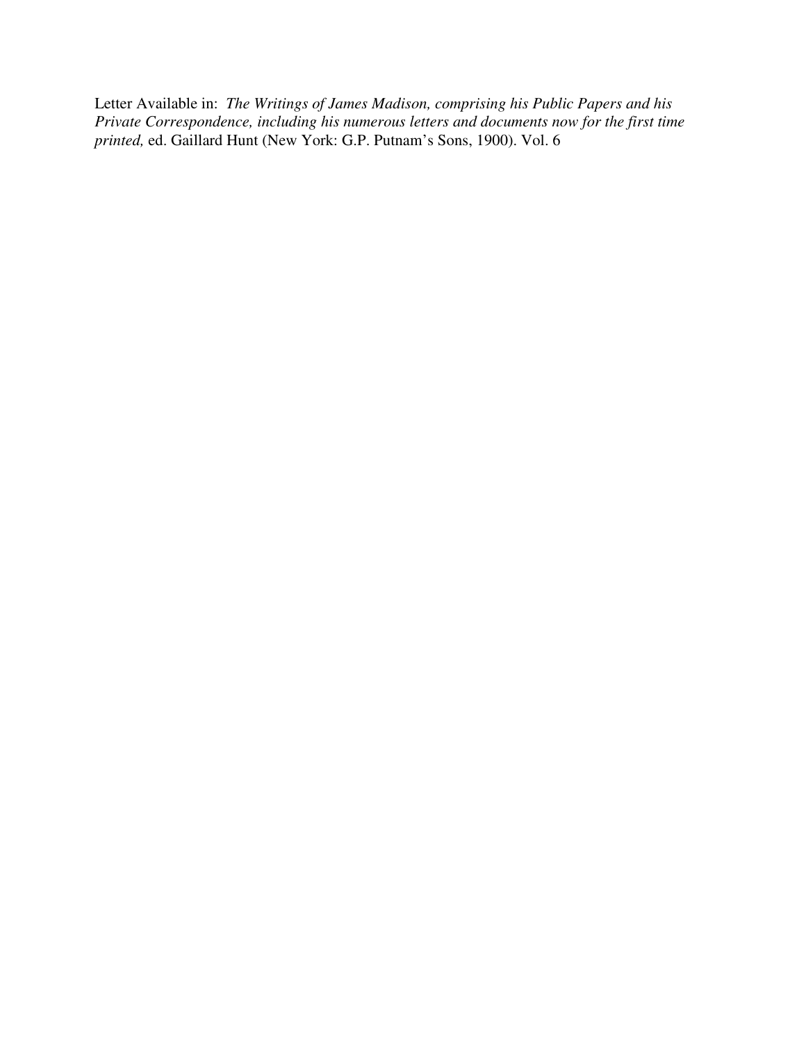Letter Available in: *The Writings of James Madison, comprising his Public Papers and his Private Correspondence, including his numerous letters and documents now for the first time printed,* ed. Gaillard Hunt (New York: G.P. Putnam's Sons, 1900). Vol. 6